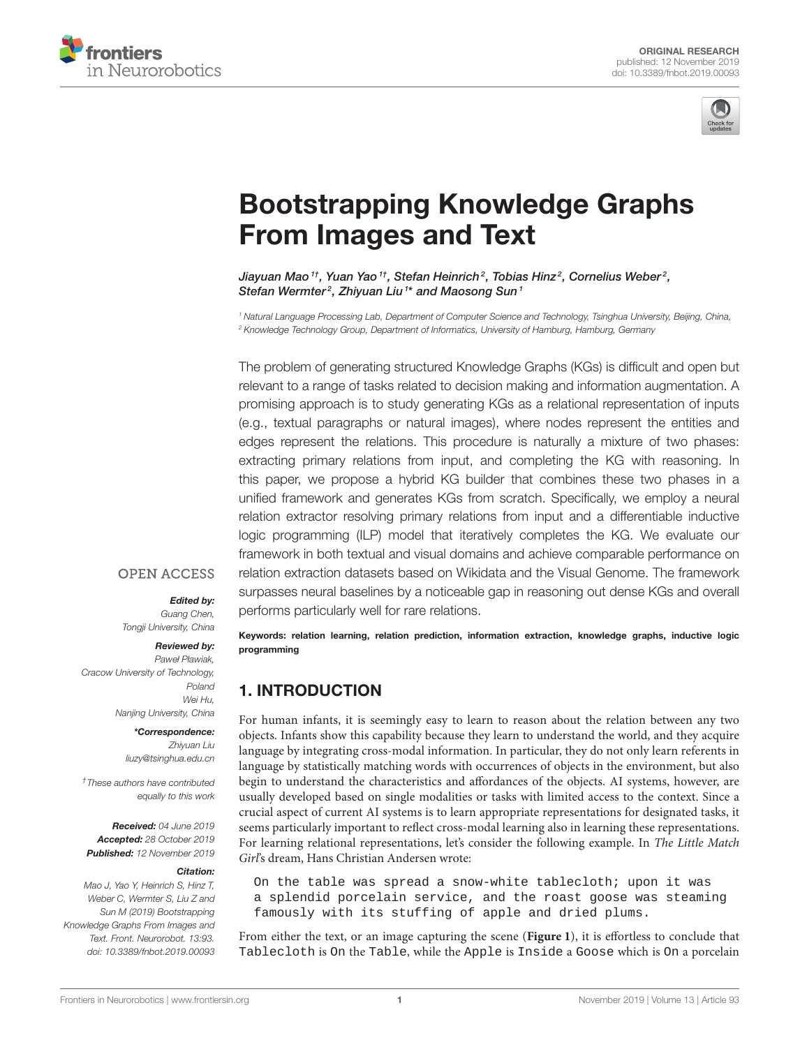ORIGINAL RESEARCH
published: 12 November 2019
doi: 10.3389/fnbot.2019.00093

# Bootstrapping Knowledge Graphs From Images and Text

*Jiayuan Mao[1†], Yuan Yao[1†], Stefan Heinrich[2], Tobias Hinz[2], Cornelius Weber[2], Stefan Wermter[2], Zhiyuan Liu[1*] and Maosong Sun[1]*

[1] Natural Language Processing Lab, Department of Computer Science and Technology, Tsinghua University, Beijing, China,
[2] Knowledge Technology Group, Department of Informatics, University of Hamburg, Hamburg, Germany

OPEN ACCESS

**Edited by:**
Guang Chen,
Tongji University, China

**Reviewed by:**
Paweł Pławiak,
Cracow University of Technology, Poland
Wei Hu,
Nanjing University, China

***Correspondence:**
Zhiyuan Liu
liuzy@tsinghua.edu.cn

†These authors have contributed equally to this work

**Received:** 04 June 2019
**Accepted:** 28 October 2019
**Published:** 12 November 2019

**Citation:**
Mao J, Yao Y, Heinrich S, Hinz T, Weber C, Wermter S, Liu Z and Sun M (2019) Bootstrapping Knowledge Graphs From Images and Text. Front. Neurorobot. 13:93. doi: 10.3389/fnbot.2019.00093

The problem of generating structured Knowledge Graphs (KGs) is difficult and open but relevant to a range of tasks related to decision making and information augmentation. A promising approach is to study generating KGs as a relational representation of inputs (e.g., textual paragraphs or natural images), where nodes represent the entities and edges represent the relations. This procedure is naturally a mixture of two phases: extracting primary relations from input, and completing the KG with reasoning. In this paper, we propose a hybrid KG builder that combines these two phases in a unified framework and generates KGs from scratch. Specifically, we employ a neural relation extractor resolving primary relations from input and a differentiable inductive logic programming (ILP) model that iteratively completes the KG. We evaluate our framework in both textual and visual domains and achieve comparable performance on relation extraction datasets based on Wikidata and the Visual Genome. The framework surpasses neural baselines by a noticeable gap in reasoning out dense KGs and overall performs particularly well for rare relations.

**Keywords: relation learning, relation prediction, information extraction, knowledge graphs, inductive logic programming**

## 1. INTRODUCTION

For human infants, it is seemingly easy to learn to reason about the relation between any two objects. Infants show this capability because they learn to understand the world, and they acquire language by integrating cross-modal information. In particular, they do not only learn referents in language by statistically matching words with occurrences of objects in the environment, but also begin to understand the characteristics and affordances of the objects. AI systems, however, are usually developed based on single modalities or tasks with limited access to the context. Since a crucial aspect of current AI systems is to learn appropriate representations for designated tasks, it seems particularly important to reflect cross-modal learning also in learning these representations. For learning relational representations, let's consider the following example. In *The Little Match Girl*'s dream, Hans Christian Andersen wrote:

```
On the table was spread a snow-white tablecloth; upon it was
a splendid porcelain service, and the roast goose was steaming
famously with its stuffing of apple and dried plums.
```

From either the text, or an image capturing the scene (**Figure 1**), it is effortless to conclude that `Tablecloth` is `On` the `Table`, while the `Apple` is `Inside` a `Goose` which is `On` a porcelain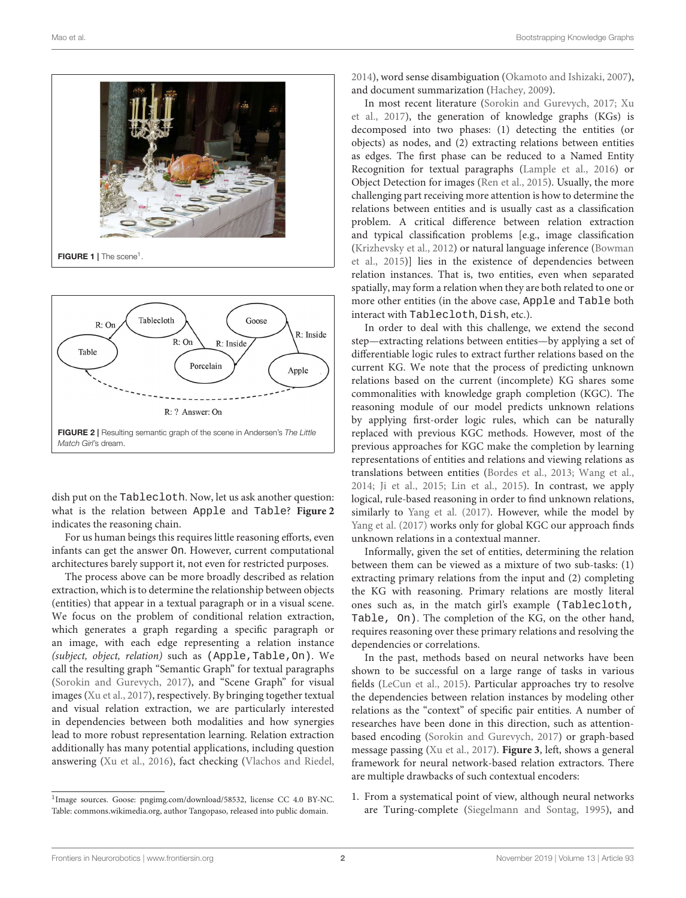FIGURE 1 | The scene[1].

FIGURE 2 | Resulting semantic graph of the scene in Andersen's *The Little Match Girl*'s dream.

dish put on the `Tablecloth`. Now, let us ask another question: what is the relation between `Apple` and `Table`? **Figure 2** indicates the reasoning chain.

For us human beings this requires little reasoning efforts, even infants can get the answer `On`. However, current computational architectures barely support it, not even for restricted purposes.

The process above can be more broadly described as relation extraction, which is to determine the relationship between objects (entities) that appear in a textual paragraph or in a visual scene. We focus on the problem of conditional relation extraction, which generates a graph regarding a specific paragraph or an image, with each edge representing a relation instance *(subject, object, relation)* such as `(Apple,Table,On)`. We call the resulting graph "Semantic Graph" for textual paragraphs (Sorokin and Gurevych, 2017), and "Scene Graph" for visual images (Xu et al., 2017), respectively. By bringing together textual and visual relation extraction, we are particularly interested in dependencies between both modalities and how synergies lead to more robust representation learning. Relation extraction additionally has many potential applications, including question answering (Xu et al., 2016), fact checking (Vlachos and Riedel, 2014), word sense disambiguation (Okamoto and Ishizaki, 2007), and document summarization (Hachey, 2009).

In most recent literature (Sorokin and Gurevych, 2017; Xu et al., 2017), the generation of knowledge graphs (KGs) is decomposed into two phases: (1) detecting the entities (or objects) as nodes, and (2) extracting relations between entities as edges. The first phase can be reduced to a Named Entity Recognition for textual paragraphs (Lample et al., 2016) or Object Detection for images (Ren et al., 2015). Usually, the more challenging part receiving more attention is how to determine the relations between entities and is usually cast as a classification problem. A critical difference between relation extraction and typical classification problems [e.g., image classification (Krizhevsky et al., 2012) or natural language inference (Bowman et al., 2015)] lies in the existence of dependencies between relation instances. That is, two entities, even when separated spatially, may form a relation when they are both related to one or more other entities (in the above case, `Apple` and `Table` both interact with `Tablecloth`, `Dish`, etc.).

In order to deal with this challenge, we extend the second step—extracting relations between entities—by applying a set of differentiable logic rules to extract further relations based on the current KG. We note that the process of predicting unknown relations based on the current (incomplete) KG shares some commonalities with knowledge graph completion (KGC). The reasoning module of our model predicts unknown relations by applying first-order logic rules, which can be naturally replaced with previous KGC methods. However, most of the previous approaches for KGC make the completion by learning representations of entities and relations and viewing relations as translations between entities (Bordes et al., 2013; Wang et al., 2014; Ji et al., 2015; Lin et al., 2015). In contrast, we apply logical, rule-based reasoning in order to find unknown relations, similarly to Yang et al. (2017). However, while the model by Yang et al. (2017) works only for global KGC our approach finds unknown relations in a contextual manner.

Informally, given the set of entities, determining the relation between them can be viewed as a mixture of two sub-tasks: (1) extracting primary relations from the input and (2) completing the KG with reasoning. Primary relations are mostly literal ones such as, in the match girl's example `(Tablecloth, Table, On)`. The completion of the KG, on the other hand, requires reasoning over these primary relations and resolving the dependencies or correlations.

In the past, methods based on neural networks have been shown to be successful on a large range of tasks in various fields (LeCun et al., 2015). Particular approaches try to resolve the dependencies between relation instances by modeling other relations as the "context" of specific pair entities. A number of researches have been done in this direction, such as attention-based encoding (Sorokin and Gurevych, 2017) or graph-based message passing (Xu et al., 2017). **Figure 3**, left, shows a general framework for neural network-based relation extractors. There are multiple drawbacks of such contextual encoders:

1. From a systematical point of view, although neural networks are Turing-complete (Siegelmann and Sontag, 1995), and

[1] Image sources. Goose: pngimg.com/download/58532, license CC 4.0 BY-NC. Table: commons.wikimedia.org, author Tangopaso, released into public domain.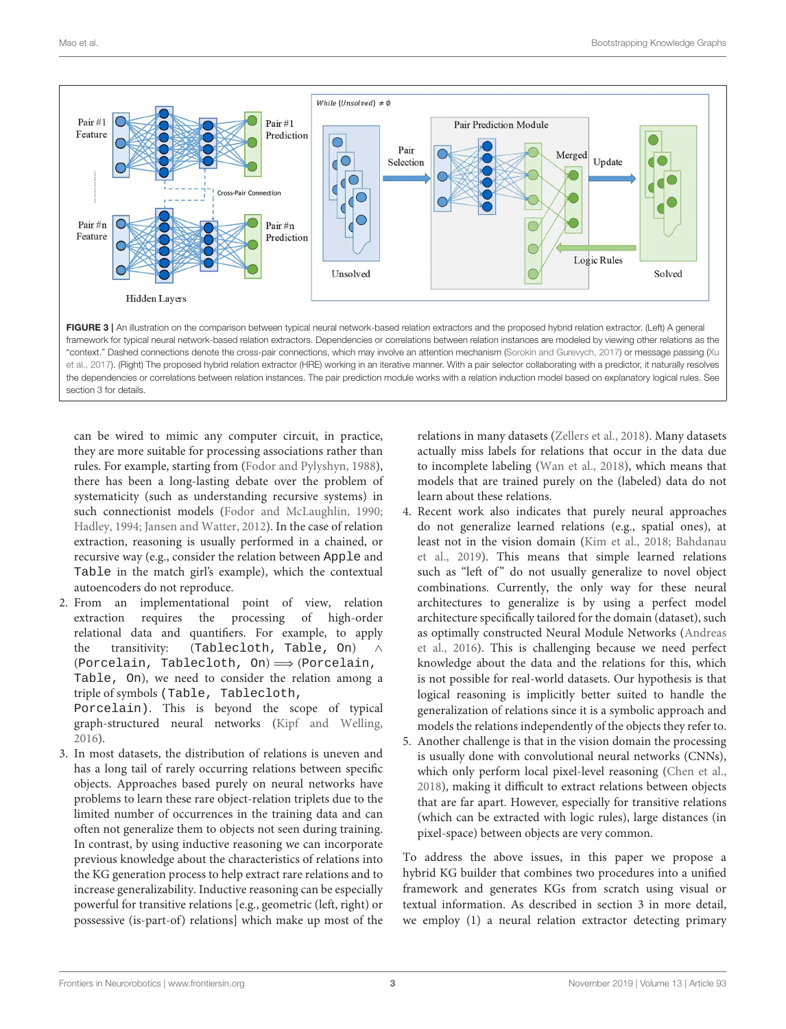**FIGURE 3** | An illustration on the comparison between typical neural network-based relation extractors and the proposed hybrid relation extractor. (Left) A general framework for typical neural network-based relation extractors. Dependencies or correlations between relation instances are modeled by viewing other relations as the "context." Dashed connections denote the cross-pair connections, which may involve an attention mechanism (Sorokin and Gurevych, 2017) or message passing (Xu et al., 2017). (Right) The proposed hybrid relation extractor (HRE) working in an iterative manner. With a pair selector collaborating with a predictor, it naturally resolves the dependencies or correlations between relation instances. The pair prediction module works with a relation induction model based on explanatory logical rules. See section 3 for details.

can be wired to mimic any computer circuit, in practice, they are more suitable for processing associations rather than rules. For example, starting from (Fodor and Pylyshyn, 1988), there has been a long-lasting debate over the problem of systematicity (such as understanding recursive systems) in such connectionist models (Fodor and McLaughlin, 1990; Hadley, 1994; Jansen and Watter, 2012). In the case of relation extraction, reasoning is usually performed in a chained, or recursive way (e.g., consider the relation between `Apple` and `Table` in the match girl's example), which the contextual autoencoders do not reproduce.

2. From an implementational point of view, relation extraction requires the processing of high-order relational data and quantifiers. For example, to apply the transitivity: (`Tablecloth, Table, On`) $\wedge$ (`Porcelain, Tablecloth, On`) $\Longrightarrow$ (`Porcelain, Table, On`), we need to consider the relation among a triple of symbols (`Table, Tablecloth, Porcelain`). This is beyond the scope of typical graph-structured neural networks (Kipf and Welling, 2016).
3. In most datasets, the distribution of relations is uneven and has a long tail of rarely occurring relations between specific objects. Approaches based purely on neural networks have problems to learn these rare object-relation triplets due to the limited number of occurrences in the training data and can often not generalize them to objects not seen during training. In contrast, by using inductive reasoning we can incorporate previous knowledge about the characteristics of relations into the KG generation process to help extract rare relations and to increase generalizability. Inductive reasoning can be especially powerful for transitive relations [e.g., geometric (left, right) or possessive (is-part-of) relations] which make up most of the relations in many datasets (Zellers et al., 2018). Many datasets actually miss labels for relations that occur in the data due to incomplete labeling (Wan et al., 2018), which means that models that are trained purely on the (labeled) data do not learn about these relations.
4. Recent work also indicates that purely neural approaches do not generalize learned relations (e.g., spatial ones), at least not in the vision domain (Kim et al., 2018; Bahdanau et al., 2019). This means that simple learned relations such as "left of" do not usually generalize to novel object combinations. Currently, the only way for these neural architectures to generalize is by using a perfect model architecture specifically tailored for the domain (dataset), such as optimally constructed Neural Module Networks (Andreas et al., 2016). This is challenging because we need perfect knowledge about the data and the relations for this, which is not possible for real-world datasets. Our hypothesis is that logical reasoning is implicitly better suited to handle the generalization of relations since it is a symbolic approach and models the relations independently of the objects they refer to.
5. Another challenge is that in the vision domain the processing is usually done with convolutional neural networks (CNNs), which only perform local pixel-level reasoning (Chen et al., 2018), making it difficult to extract relations between objects that are far apart. However, especially for transitive relations (which can be extracted with logic rules), large distances (in pixel-space) between objects are very common.

To address the above issues, in this paper we propose a hybrid KG builder that combines two procedures into a unified framework and generates KGs from scratch using visual or textual information. As described in section 3 in more detail, we employ (1) a neural relation extractor detecting primary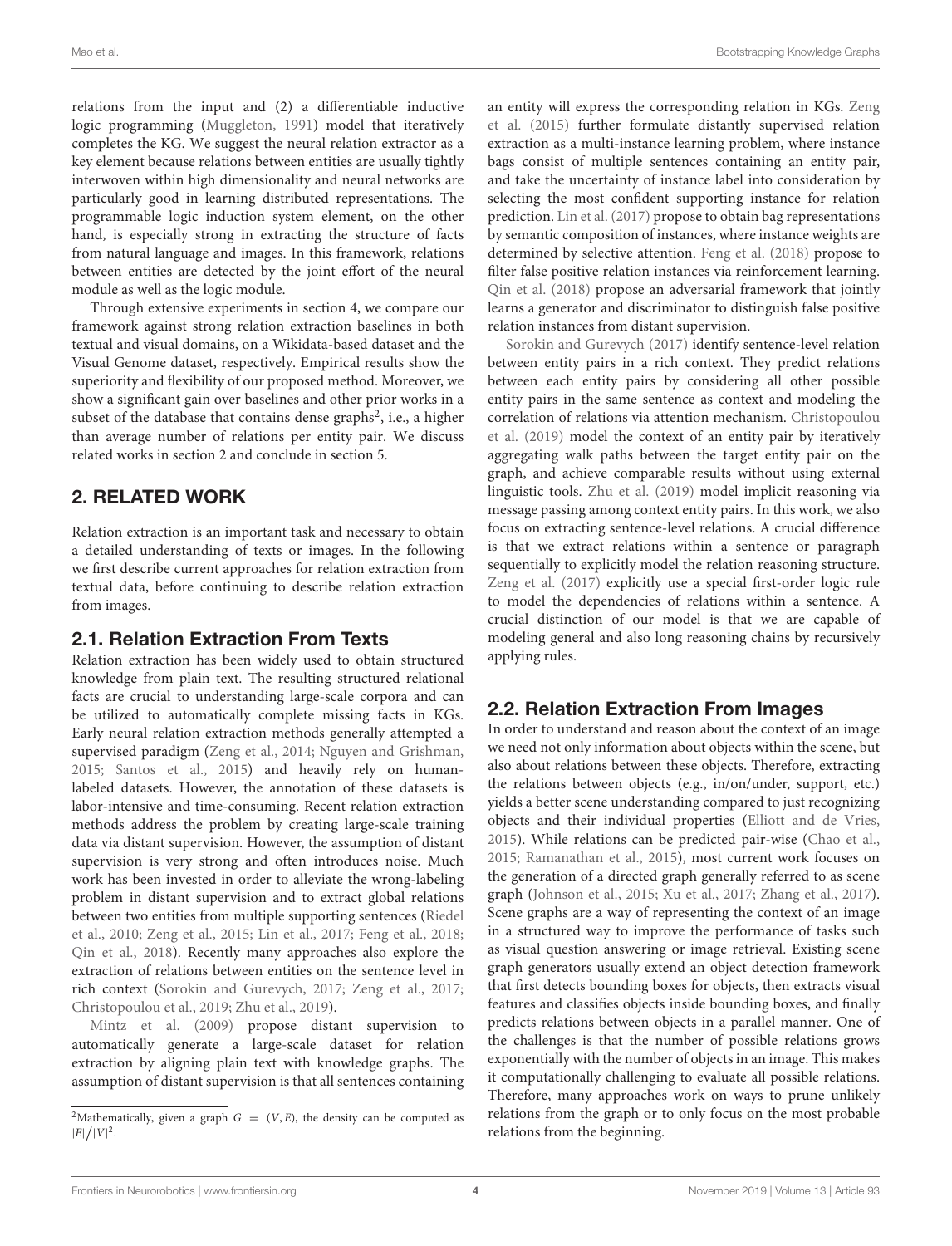relations from the input and (2) a differentiable inductive logic programming (Muggleton, 1991) model that iteratively completes the KG. We suggest the neural relation extractor as a key element because relations between entities are usually tightly interwoven within high dimensionality and neural networks are particularly good in learning distributed representations. The programmable logic induction system element, on the other hand, is especially strong in extracting the structure of facts from natural language and images. In this framework, relations between entities are detected by the joint effort of the neural module as well as the logic module.

Through extensive experiments in section 4, we compare our framework against strong relation extraction baselines in both textual and visual domains, on a Wikidata-based dataset and the Visual Genome dataset, respectively. Empirical results show the superiority and flexibility of our proposed method. Moreover, we show a significant gain over baselines and other prior works in a subset of the database that contains dense graphs[2], i.e., a higher than average number of relations per entity pair. We discuss related works in section 2 and conclude in section 5.

## 2. RELATED WORK

Relation extraction is an important task and necessary to obtain a detailed understanding of texts or images. In the following we first describe current approaches for relation extraction from textual data, before continuing to describe relation extraction from images.

### 2.1. Relation Extraction From Texts

Relation extraction has been widely used to obtain structured knowledge from plain text. The resulting structured relational facts are crucial to understanding large-scale corpora and can be utilized to automatically complete missing facts in KGs. Early neural relation extraction methods generally attempted a supervised paradigm (Zeng et al., 2014; Nguyen and Grishman, 2015; Santos et al., 2015) and heavily rely on human-labeled datasets. However, the annotation of these datasets is labor-intensive and time-consuming. Recent relation extraction methods address the problem by creating large-scale training data via distant supervision. However, the assumption of distant supervision is very strong and often introduces noise. Much work has been invested in order to alleviate the wrong-labeling problem in distant supervision and to extract global relations between two entities from multiple supporting sentences (Riedel et al., 2010; Zeng et al., 2015; Lin et al., 2017; Feng et al., 2018; Qin et al., 2018). Recently many approaches also explore the extraction of relations between entities on the sentence level in rich context (Sorokin and Gurevych, 2017; Zeng et al., 2017; Christopoulou et al., 2019; Zhu et al., 2019).

Mintz et al. (2009) propose distant supervision to automatically generate a large-scale dataset for relation extraction by aligning plain text with knowledge graphs. The assumption of distant supervision is that all sentences containing an entity will express the corresponding relation in KGs. Zeng et al. (2015) further formulate distantly supervised relation extraction as a multi-instance learning problem, where instance bags consist of multiple sentences containing an entity pair, and take the uncertainty of instance label into consideration by selecting the most confident supporting instance for relation prediction. Lin et al. (2017) propose to obtain bag representations by semantic composition of instances, where instance weights are determined by selective attention. Feng et al. (2018) propose to filter false positive relation instances via reinforcement learning. Qin et al. (2018) propose an adversarial framework that jointly learns a generator and discriminator to distinguish false positive relation instances from distant supervision.

Sorokin and Gurevych (2017) identify sentence-level relation between entity pairs in a rich context. They predict relations between each entity pairs by considering all other possible entity pairs in the same sentence as context and modeling the correlation of relations via attention mechanism. Christopoulou et al. (2019) model the context of an entity pair by iteratively aggregating walk paths between the target entity pair on the graph, and achieve comparable results without using external linguistic tools. Zhu et al. (2019) model implicit reasoning via message passing among context entity pairs. In this work, we also focus on extracting sentence-level relations. A crucial difference is that we extract relations within a sentence or paragraph sequentially to explicitly model the relation reasoning structure. Zeng et al. (2017) explicitly use a special first-order logic rule to model the dependencies of relations within a sentence. A crucial distinction of our model is that we are capable of modeling general and also long reasoning chains by recursively applying rules.

### 2.2. Relation Extraction From Images

In order to understand and reason about the context of an image we need not only information about objects within the scene, but also about relations between these objects. Therefore, extracting the relations between objects (e.g., in/on/under, support, etc.) yields a better scene understanding compared to just recognizing objects and their individual properties (Elliott and de Vries, 2015). While relations can be predicted pair-wise (Chao et al., 2015; Ramanathan et al., 2015), most current work focuses on the generation of a directed graph generally referred to as scene graph (Johnson et al., 2015; Xu et al., 2017; Zhang et al., 2017). Scene graphs are a way of representing the context of an image in a structured way to improve the performance of tasks such as visual question answering or image retrieval. Existing scene graph generators usually extend an object detection framework that first detects bounding boxes for objects, then extracts visual features and classifies objects inside bounding boxes, and finally predicts relations between objects in a parallel manner. One of the challenges is that the number of possible relations grows exponentially with the number of objects in an image. This makes it computationally challenging to evaluate all possible relations. Therefore, many approaches work on ways to prune unlikely relations from the graph or to only focus on the most probable relations from the beginning.

[2]Mathematically, given a graph $G = (V, E)$, the density can be computed as $|E|/|V|^2$.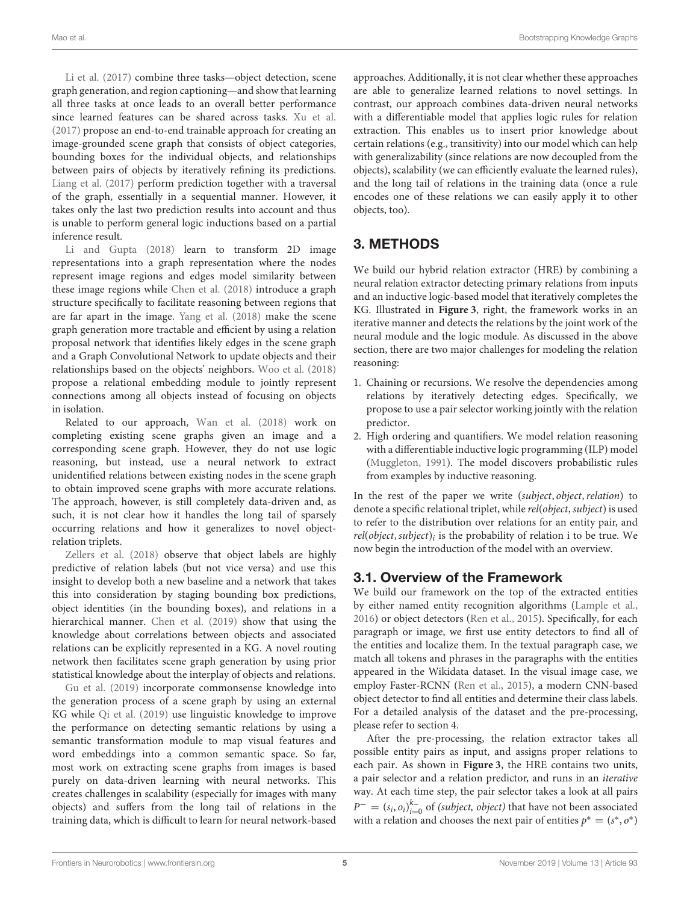Li et al. (2017) combine three tasks—object detection, scene graph generation, and region captioning—and show that learning all three tasks at once leads to an overall better performance since learned features can be shared across tasks. Xu et al. (2017) propose an end-to-end trainable approach for creating an image-grounded scene graph that consists of object categories, bounding boxes for the individual objects, and relationships between pairs of objects by iteratively refining its predictions. Liang et al. (2017) perform prediction together with a traversal of the graph, essentially in a sequential manner. However, it takes only the last two prediction results into account and thus is unable to perform general logic inductions based on a partial inference result.

Li and Gupta (2018) learn to transform 2D image representations into a graph representation where the nodes represent image regions and edges model similarity between these image regions while Chen et al. (2018) introduce a graph structure specifically to facilitate reasoning between regions that are far apart in the image. Yang et al. (2018) make the scene graph generation more tractable and efficient by using a relation proposal network that identifies likely edges in the scene graph and a Graph Convolutional Network to update objects and their relationships based on the objects' neighbors. Woo et al. (2018) propose a relational embedding module to jointly represent connections among all objects instead of focusing on objects in isolation.

Related to our approach, Wan et al. (2018) work on completing existing scene graphs given an image and a corresponding scene graph. However, they do not use logic reasoning, but instead, use a neural network to extract unidentified relations between existing nodes in the scene graph to obtain improved scene graphs with more accurate relations. The approach, however, is still completely data-driven and, as such, it is not clear how it handles the long tail of sparsely occurring relations and how it generalizes to novel object-relation triplets.

Zellers et al. (2018) observe that object labels are highly predictive of relation labels (but not vice versa) and use this insight to develop both a new baseline and a network that takes this into consideration by staging bounding box predictions, object identities (in the bounding boxes), and relations in a hierarchical manner. Chen et al. (2019) show that using the knowledge about correlations between objects and associated relations can be explicitly represented in a KG. A novel routing network then facilitates scene graph generation by using prior statistical knowledge about the interplay of objects and relations.

Gu et al. (2019) incorporate commonsense knowledge into the generation process of a scene graph by using an external KG while Qi et al. (2019) use linguistic knowledge to improve the performance on detecting semantic relations by using a semantic transformation module to map visual features and word embeddings into a common semantic space. So far, most work on extracting scene graphs from images is based purely on data-driven learning with neural networks. This creates challenges in scalability (especially for images with many objects) and suffers from the long tail of relations in the training data, which is difficult to learn for neural network-based approaches. Additionally, it is not clear whether these approaches are able to generalize learned relations to novel settings. In contrast, our approach combines data-driven neural networks with a differentiable model that applies logic rules for relation extraction. This enables us to insert prior knowledge about certain relations (e.g., transitivity) into our model which can help with generalizability (since relations are now decoupled from the objects), scalability (we can efficiently evaluate the learned rules), and the long tail of relations in the training data (once a rule encodes one of these relations we can easily apply it to other objects, too).

# 3. METHODS

We build our hybrid relation extractor (HRE) by combining a neural relation extractor detecting primary relations from inputs and an inductive logic-based model that iteratively completes the KG. Illustrated in **Figure 3**, right, the framework works in an iterative manner and detects the relations by the joint work of the neural module and the logic module. As discussed in the above section, there are two major challenges for modeling the relation reasoning:

1. Chaining or recursions. We resolve the dependencies among relations by iteratively detecting edges. Specifically, we propose to use a pair selector working jointly with the relation predictor.
2. High ordering and quantifiers. We model relation reasoning with a differentiable inductive logic programming (ILP) model (Muggleton, 1991). The model discovers probabilistic rules from examples by inductive reasoning.

In the rest of the paper we write $(subject, object, relation)$ to denote a specific relational triplet, while $rel(object, subject)$ is used to refer to the distribution over relations for an entity pair, and $rel(object, subject)_i$ is the probability of relation i to be true. We now begin the introduction of the model with an overview.

## 3.1. Overview of the Framework

We build our framework on the top of the extracted entities by either named entity recognition algorithms (Lample et al., 2016) or object detectors (Ren et al., 2015). Specifically, for each paragraph or image, we first use entity detectors to find all of the entities and localize them. In the textual paragraph case, we match all tokens and phrases in the paragraphs with the entities appeared in the Wikidata dataset. In the visual image case, we employ Faster-RCNN (Ren et al., 2015), a modern CNN-based object detector to find all entities and determine their class labels. For a detailed analysis of the dataset and the pre-processing, please refer to section 4.

After the pre-processing, the relation extractor takes all possible entity pairs as input, and assigns proper relations to each pair. As shown in **Figure 3**, the HRE contains two units, a pair selector and a relation predictor, and runs in an *iterative* way. At each time step, the pair selector takes a look at all pairs $P^{-} = (s_i, o_i)_{i=0}^{k-}$ of *(subject, object)* that have not been associated with a relation and chooses the next pair of entities $p^{*} = (s^{*}, o^{*})$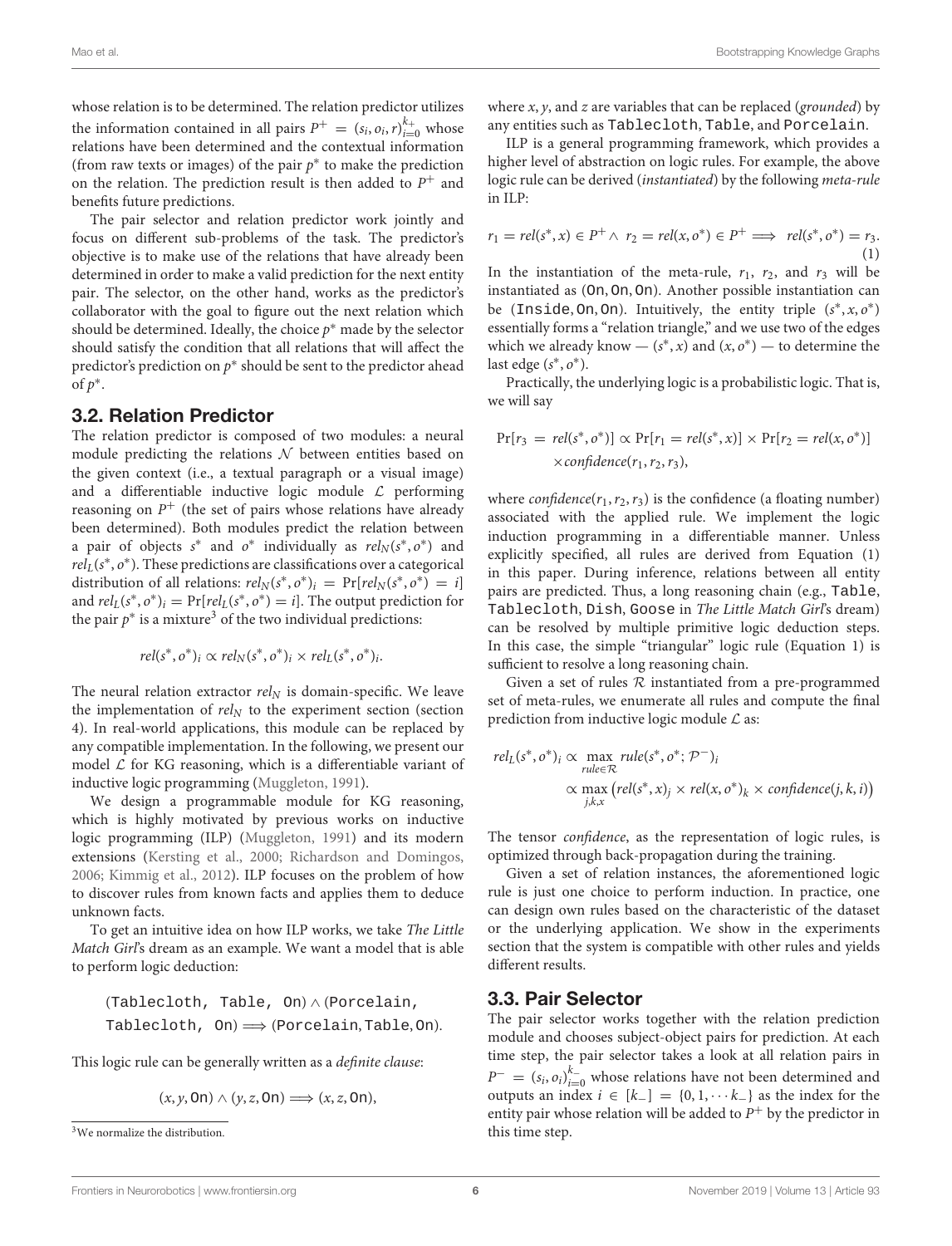whose relation is to be determined. The relation predictor utilizes the information contained in all pairs $P^+ = (s_i, o_i, r)_{i=0}^{k_+}$ whose relations have been determined and the contextual information (from raw texts or images) of the pair $p^*$ to make the prediction on the relation. The prediction result is then added to $P^+$ and benefits future predictions.

The pair selector and relation predictor work jointly and focus on different sub-problems of the task. The predictor's objective is to make use of the relations that have already been determined in order to make a valid prediction for the next entity pair. The selector, on the other hand, works as the predictor's collaborator with the goal to figure out the next relation which should be determined. Ideally, the choice $p^*$ made by the selector should satisfy the condition that all relations that will affect the predictor's prediction on $p^*$ should be sent to the predictor ahead of $p^*$.

### 3.2. Relation Predictor

The relation predictor is composed of two modules: a neural module predicting the relations $\mathcal{N}$ between entities based on the given context (i.e., a textual paragraph or a visual image) and a differentiable inductive logic module $\mathcal{L}$ performing reasoning on $P^+$ (the set of pairs whose relations have already been determined). Both modules predict the relation between a pair of objects $s^*$ and $o^*$ individually as $rel_N(s^*, o^*)$ and $rel_L(s^*, o^*)$. These predictions are classifications over a categorical distribution of all relations: $rel_N(s^*, o^*)_i = \Pr[rel_N(s^*, o^*) = i]$ and $rel_L(s^*, o^*)_i = \Pr[rel_L(s^*, o^*) = i]$. The output prediction for the pair $p^*$ is a mixture[3] of the two individual predictions:

$$rel(s^*, o^*)_i \propto rel_N(s^*, o^*)_i \times rel_L(s^*, o^*)_i.$$

The neural relation extractor $rel_N$ is domain-specific. We leave the implementation of $rel_N$ to the experiment section (section 4). In real-world applications, this module can be replaced by any compatible implementation. In the following, we present our model $\mathcal{L}$ for KG reasoning, which is a differentiable variant of inductive logic programming (Muggleton, 1991).

We design a programmable module for KG reasoning, which is highly motivated by previous works on inductive logic programming (ILP) (Muggleton, 1991) and its modern extensions (Kersting et al., 2000; Richardson and Domingos, 2006; Kimmig et al., 2012). ILP focuses on the problem of how to discover rules from known facts and applies them to deduce unknown facts.

To get an intuitive idea on how ILP works, we take *The Little Match Girl*'s dream as an example. We want a model that is able to perform logic deduction:

$$(\texttt{Tablecloth, Table, On}) \wedge (\texttt{Porcelain, Tablecloth, On}) \Longrightarrow (\texttt{Porcelain}, \texttt{Table}, \texttt{On}).$$

This logic rule can be generally written as a *definite clause*:

$$(x, y, \texttt{On}) \wedge (y, z, \texttt{On}) \Longrightarrow (x, z, \texttt{On}),$$

where $x$, $y$, and $z$ are variables that can be replaced (*grounded*) by any entities such as `Tablecloth`, `Table`, and `Porcelain`.

ILP is a general programming framework, which provides a higher level of abstraction on logic rules. For example, the above logic rule can be derived (*instantiated*) by the following *meta-rule* in ILP:

$$r_1 = rel(s^*, x) \in P^+ \wedge \; r_2 = rel(x, o^*) \in P^+ \Longrightarrow \; rel(s^*, o^*) = r_3. \quad (1)$$

In the instantiation of the meta-rule, $r_1$, $r_2$, and $r_3$ will be instantiated as (`On`, `On`, `On`). Another possible instantiation can be (`Inside`, `On`, `On`). Intuitively, the entity triple $(s^*, x, o^*)$ essentially forms a "relation triangle," and we use two of the edges which we already know — $(s^*, x)$ and $(x, o^*)$ — to determine the last edge $(s^*, o^*)$.

Practically, the underlying logic is a probabilistic logic. That is, we will say

$$\Pr[r_3 = rel(s^*, o^*)] \propto \Pr[r_1 = rel(s^*, x)] \times \Pr[r_2 = rel(x, o^*)] \times confidence(r_1, r_2, r_3),$$

where $confidence(r_1, r_2, r_3)$ is the confidence (a floating number) associated with the applied rule. We implement the logic induction programming in a differentiable manner. Unless explicitly specified, all rules are derived from Equation (1) in this paper. During inference, relations between all entity pairs are predicted. Thus, a long reasoning chain (e.g., `Table`, `Tablecloth`, `Dish`, `Goose` in *The Little Match Girl*'s dream) can be resolved by multiple primitive logic deduction steps. In this case, the simple "triangular" logic rule (Equation 1) is sufficient to resolve a long reasoning chain.

Given a set of rules $\mathcal{R}$ instantiated from a pre-programmed set of meta-rules, we enumerate all rules and compute the final prediction from inductive logic module $\mathcal{L}$ as:

$$\begin{aligned} rel_L(s^*, o^*)_i &\propto \max_{rule \in \mathcal{R}} rule(s^*, o^*; \mathcal{P}^-)_i \\ &\propto \max_{j,k,x} \left( rel(s^*, x)_j \times rel(x, o^*)_k \times confidence(j, k, i) \right) \end{aligned}$$

The tensor *confidence*, as the representation of logic rules, is optimized through back-propagation during the training.

Given a set of relation instances, the aforementioned logic rule is just one choice to perform induction. In practice, one can design own rules based on the characteristic of the dataset or the underlying application. We show in the experiments section that the system is compatible with other rules and yields different results.

### 3.3. Pair Selector

The pair selector works together with the relation prediction module and chooses subject-object pairs for prediction. At each time step, the pair selector takes a look at all relation pairs in $P^- = (s_i, o_i)_{i=0}^{k_-}$ whose relations have not been determined and outputs an index $i \in [k_-] = \{0, 1, \cdots k_-\}$ as the index for the entity pair whose relation will be added to $P^+$ by the predictor in this time step.

[3]We normalize the distribution.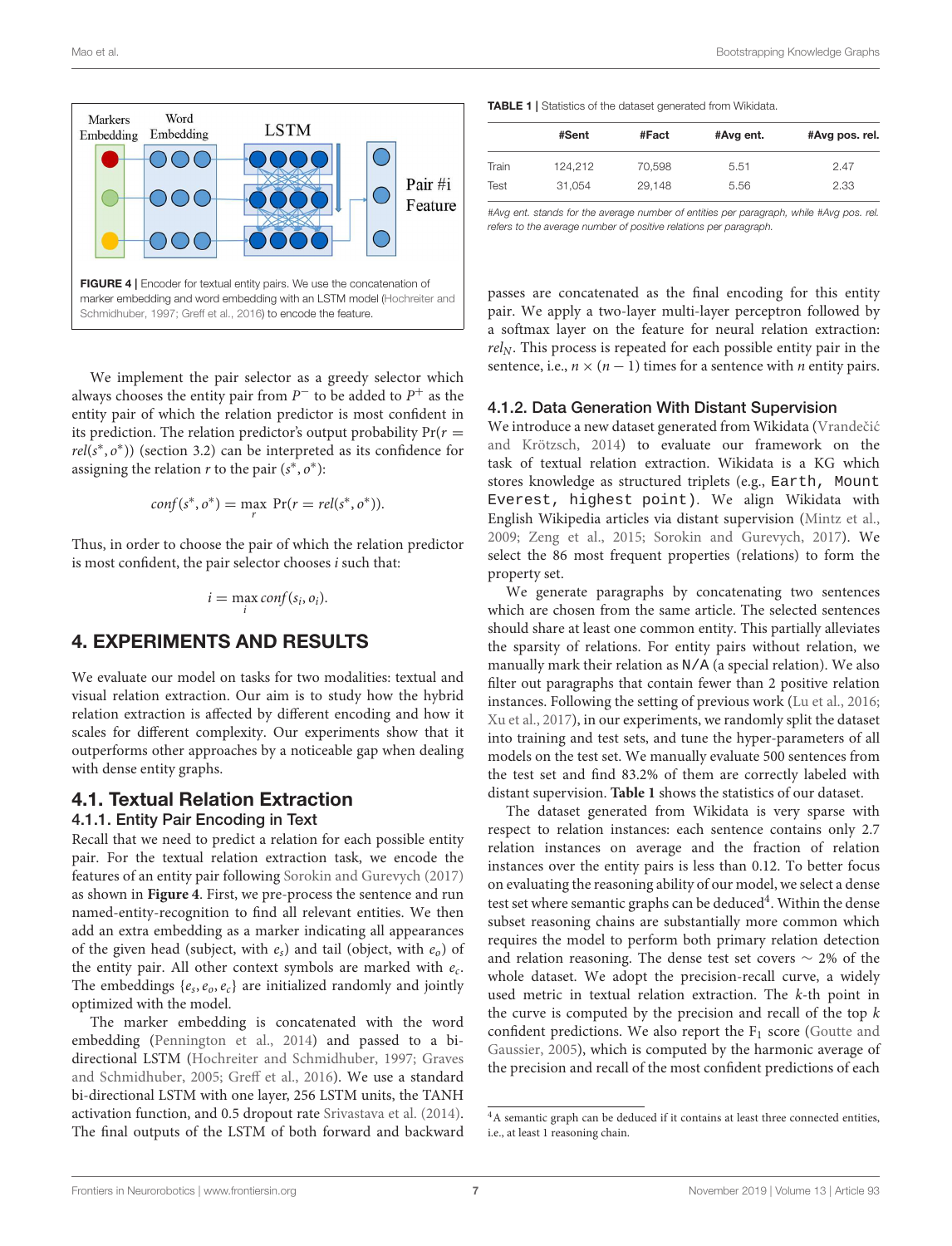FIGURE 4 | Encoder for textual entity pairs. We use the concatenation of marker embedding and word embedding with an LSTM model (Hochreiter and Schmidhuber, 1997; Greff et al., 2016) to encode the feature.

We implement the pair selector as a greedy selector which always chooses the entity pair from $P^-$ to be added to $P^+$ as the entity pair of which the relation predictor is most confident in its prediction. The relation predictor's output probability $\Pr(r = rel(s^*, o^*))$ (section 3.2) can be interpreted as its confidence for assigning the relation $r$ to the pair $(s^*, o^*)$:

$$conf(s^*, o^*) = \max_r \Pr(r = rel(s^*, o^*)).$$

Thus, in order to choose the pair of which the relation predictor is most confident, the pair selector chooses $i$ such that:

$$i = \max_i conf(s_i, o_i).$$

# 4. EXPERIMENTS AND RESULTS

We evaluate our model on tasks for two modalities: textual and visual relation extraction. Our aim is to study how the hybrid relation extraction is affected by different encoding and how it scales for different complexity. Our experiments show that it outperforms other approaches by a noticeable gap when dealing with dense entity graphs.

## 4.1. Textual Relation Extraction

### 4.1.1. Entity Pair Encoding in Text

Recall that we need to predict a relation for each possible entity pair. For the textual relation extraction task, we encode the features of an entity pair following Sorokin and Gurevych (2017) as shown in **Figure 4**. First, we pre-process the sentence and run named-entity-recognition to find all relevant entities. We then add an extra embedding as a marker indicating all appearances of the given head (subject, with $e_s$) and tail (object, with $e_o$) of the entity pair. All other context symbols are marked with $e_c$. The embeddings $\{e_s, e_o, e_c\}$ are initialized randomly and jointly optimized with the model.

The marker embedding is concatenated with the word embedding (Pennington et al., 2014) and passed to a bi-directional LSTM (Hochreiter and Schmidhuber, 1997; Graves and Schmidhuber, 2005; Greff et al., 2016). We use a standard bi-directional LSTM with one layer, 256 LSTM units, the TANH activation function, and 0.5 dropout rate Srivastava et al. (2014). The final outputs of the LSTM of both forward and backward passes are concatenated as the final encoding for this entity pair. We apply a two-layer multi-layer perceptron followed by a softmax layer on the feature for neural relation extraction: $rel_N$. This process is repeated for each possible entity pair in the sentence, i.e., $n \times (n-1)$ times for a sentence with $n$ entity pairs.

**TABLE 1** | Statistics of the dataset generated from Wikidata.

| | #Sent | #Fact | #Avg ent. | #Avg pos. rel. |
|---|---|---|---|---|
| Train | 124,212 | 70,598 | 5.51 | 2.47 |
| Test | 31,054 | 29,148 | 5.56 | 2.33 |

*#Avg ent. stands for the average number of entities per paragraph, while #Avg pos. rel. refers to the average number of positive relations per paragraph.*

### 4.1.2. Data Generation With Distant Supervision

We introduce a new dataset generated from Wikidata (Vrandečić and Krötzsch, 2014) to evaluate our framework on the task of textual relation extraction. Wikidata is a KG which stores knowledge as structured triplets (e.g., `Earth, Mount Everest, highest point`). We align Wikidata with English Wikipedia articles via distant supervision (Mintz et al., 2009; Zeng et al., 2015; Sorokin and Gurevych, 2017). We select the 86 most frequent properties (relations) to form the property set.

We generate paragraphs by concatenating two sentences which are chosen from the same article. The selected sentences should share at least one common entity. This partially alleviates the sparsity of relations. For entity pairs without relation, we manually mark their relation as `N/A` (a special relation). We also filter out paragraphs that contain fewer than 2 positive relation instances. Following the setting of previous work (Lu et al., 2016; Xu et al., 2017), in our experiments, we randomly split the dataset into training and test sets, and tune the hyper-parameters of all models on the test set. We manually evaluate 500 sentences from the test set and find 83.2% of them are correctly labeled with distant supervision. **Table 1** shows the statistics of our dataset.

The dataset generated from Wikidata is very sparse with respect to relation instances: each sentence contains only 2.7 relation instances on average and the fraction of relation instances over the entity pairs is less than 0.12. To better focus on evaluating the reasoning ability of our model, we select a dense test set where semantic graphs can be deduced[4]. Within the dense subset reasoning chains are substantially more common which requires the model to perform both primary relation detection and relation reasoning. The dense test set covers $\sim 2\%$ of the whole dataset. We adopt the precision-recall curve, a widely used metric in textual relation extraction. The $k$-th point in the curve is computed by the precision and recall of the top $k$ confident predictions. We also report the $F_1$ score (Goutte and Gaussier, 2005), which is computed by the harmonic average of the precision and recall of the most confident predictions of each

[4] A semantic graph can be deduced if it contains at least three connected entities, i.e., at least 1 reasoning chain.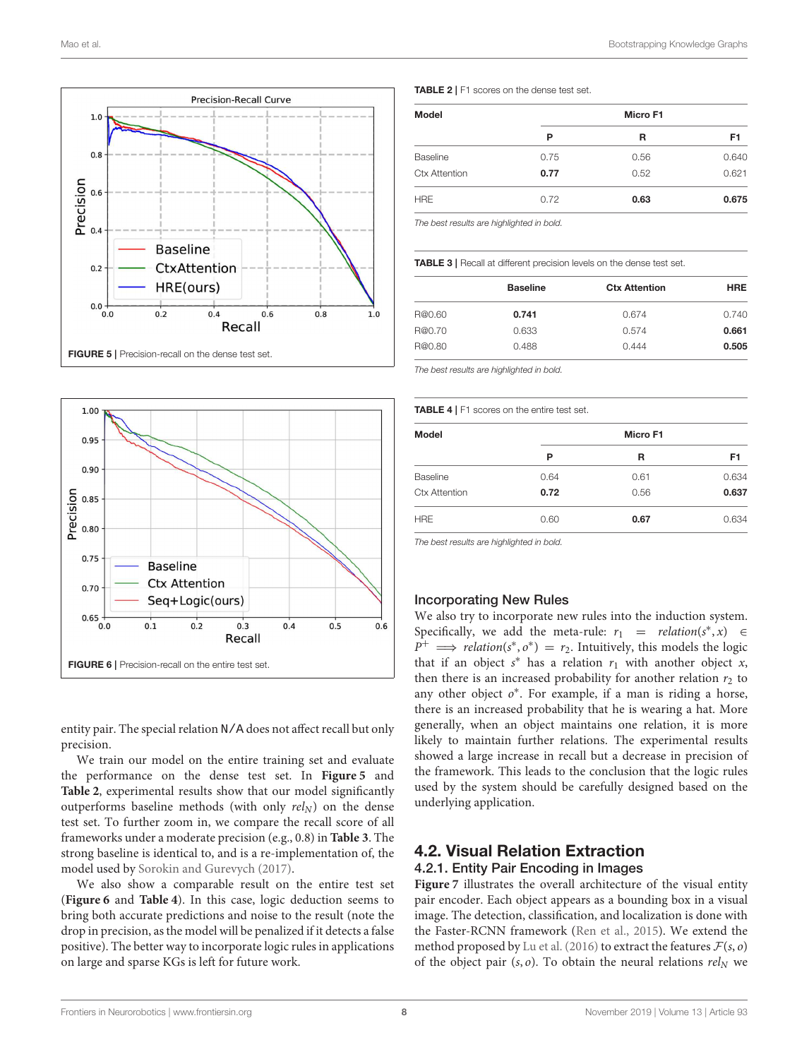FIGURE 5 | Precision-recall on the dense test set.

FIGURE 6 | Precision-recall on the entire test set.

entity pair. The special relation N/A does not affect recall but only precision.

We train our model on the entire training set and evaluate the performance on the dense test set. In **Figure 5** and **Table 2**, experimental results show that our model significantly outperforms baseline methods (with only $rel_N$) on the dense test set. To further zoom in, we compare the recall score of all frameworks under a moderate precision (e.g., 0.8) in **Table 3**. The strong baseline is identical to, and is a re-implementation of, the model used by Sorokin and Gurevych (2017).

We also show a comparable result on the entire test set (**Figure 6** and **Table 4**). In this case, logic deduction seems to bring both accurate predictions and noise to the result (note the drop in precision, as the model will be penalized if it detects a false positive). The better way to incorporate logic rules in applications on large and sparse KGs is left for future work.

**TABLE 2** | F1 scores on the dense test set.

| Model | Micro F1 | | |
|---|---|---|---|
| | P | R | F1 |
| Baseline | 0.75 | 0.56 | 0.640 |
| Ctx Attention | **0.77** | 0.52 | 0.621 |
| HRE | 0.72 | **0.63** | **0.675** |

*The best results are highlighted in bold.*

**TABLE 3** | Recall at different precision levels on the dense test set.

| | Baseline | Ctx Attention | HRE |
|---|---|---|---|
| R@0.60 | **0.741** | 0.674 | 0.740 |
| R@0.70 | 0.633 | 0.574 | **0.661** |
| R@0.80 | 0.488 | 0.444 | **0.505** |

*The best results are highlighted in bold.*

**TABLE 4** | F1 scores on the entire test set.

| Model | Micro F1 | | |
|---|---|---|---|
| | P | R | F1 |
| Baseline | 0.64 | 0.61 | 0.634 |
| Ctx Attention | **0.72** | 0.56 | **0.637** |
| HRE | 0.60 | **0.67** | 0.634 |

*The best results are highlighted in bold.*

### Incorporating New Rules

We also try to incorporate new rules into the induction system. Specifically, we add the meta-rule: $r_1 = relation(s^*, x) \in P^+ \implies relation(s^*, o^*) = r_2$. Intuitively, this models the logic that if an object $s^*$ has a relation $r_1$ with another object $x$, then there is an increased probability for another relation $r_2$ to any other object $o^*$. For example, if a man is riding a horse, there is an increased probability that he is wearing a hat. More generally, when an object maintains one relation, it is more likely to maintain further relations. The experimental results showed a large increase in recall but a decrease in precision of the framework. This leads to the conclusion that the logic rules used by the system should be carefully designed based on the underlying application.

## 4.2. Visual Relation Extraction

### 4.2.1. Entity Pair Encoding in Images

**Figure 7** illustrates the overall architecture of the visual entity pair encoder. Each object appears as a bounding box in a visual image. The detection, classification, and localization is done with the Faster-RCNN framework (Ren et al., 2015). We extend the method proposed by Lu et al. (2016) to extract the features $\mathcal{F}(s, o)$ of the object pair $(s, o)$. To obtain the neural relations $rel_N$ we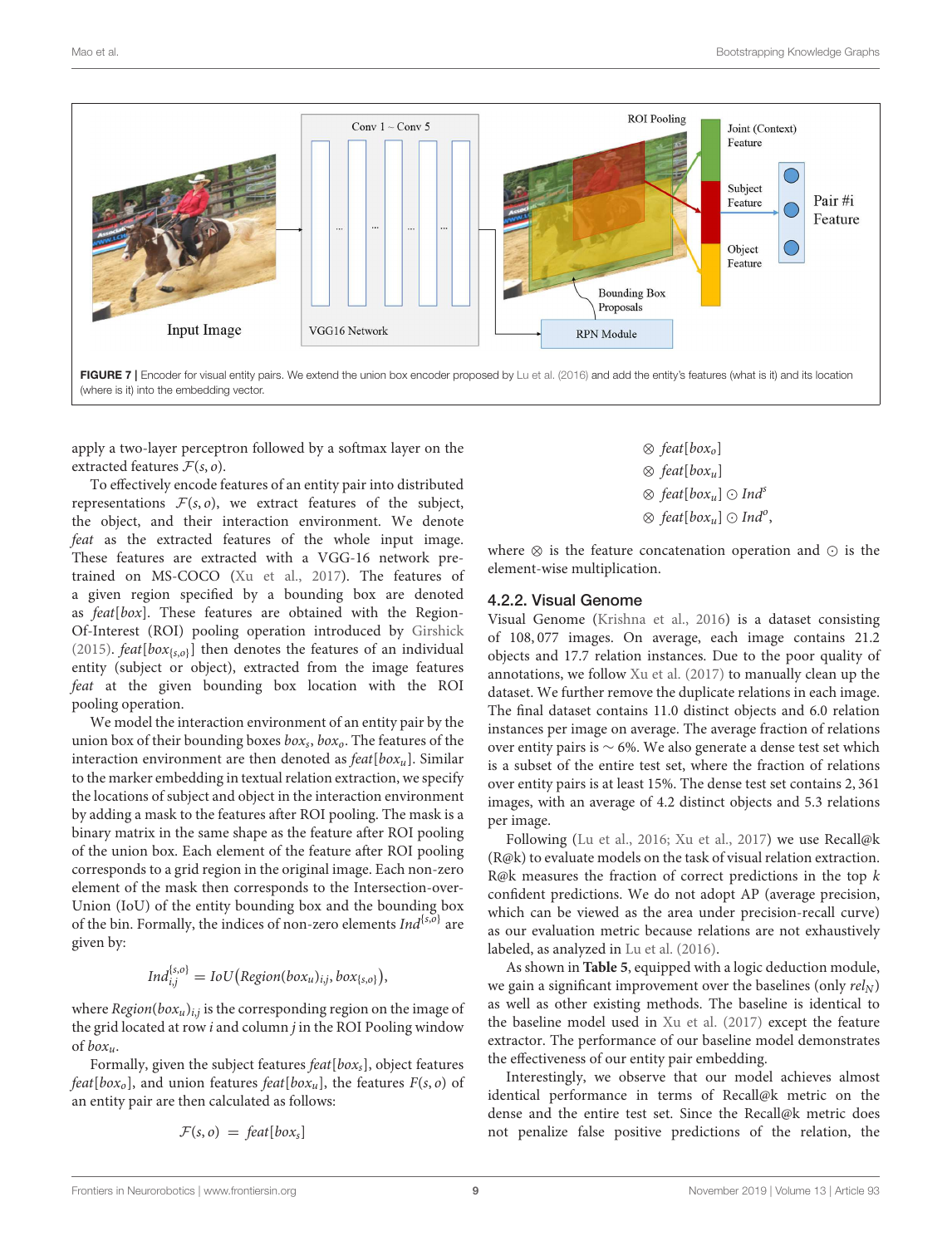FIGURE 7 | Encoder for visual entity pairs. We extend the union box encoder proposed by Lu et al. (2016) and add the entity's features (what is it) and its location (where is it) into the embedding vector.

apply a two-layer perceptron followed by a softmax layer on the extracted features $\mathcal{F}(s, o)$.

To effectively encode features of an entity pair into distributed representations $\mathcal{F}(s, o)$, we extract features of the subject, the object, and their interaction environment. We denote *feat* as the extracted features of the whole input image. These features are extracted with a VGG-16 network pre-trained on MS-COCO (Xu et al., 2017). The features of a given region specified by a bounding box are denoted as $feat[box]$. These features are obtained with the Region-Of-Interest (ROI) pooling operation introduced by Girshick (2015). $feat[box_{\{s,o\}}]$ then denotes the features of an individual entity (subject or object), extracted from the image features *feat* at the given bounding box location with the ROI pooling operation.

We model the interaction environment of an entity pair by the union box of their bounding boxes $box_s$, $box_o$. The features of the interaction environment are then denoted as $feat[box_u]$. Similar to the marker embedding in textual relation extraction, we specify the locations of subject and object in the interaction environment by adding a mask to the features after ROI pooling. The mask is a binary matrix in the same shape as the feature after ROI pooling of the union box. Each element of the feature after ROI pooling corresponds to a grid region in the original image. Each non-zero element of the mask then corresponds to the Intersection-over-Union (IoU) of the entity bounding box and the bounding box of the bin. Formally, the indices of non-zero elements $Ind^{\{s,o\}}$ are given by:

$$Ind^{\{s,o\}}_{i,j} = IoU\big(Region(box_u)_{i,j}, box_{\{s,o\}}\big),$$

where $Region(box_u)_{i,j}$ is the corresponding region on the image of the grid located at row $i$ and column $j$ in the ROI Pooling window of $box_u$.

Formally, given the subject features $feat[box_s]$, object features $feat[box_o]$, and union features $feat[box_u]$, the features $F(s, o)$ of an entity pair are then calculated as follows:

$$\begin{aligned}
\mathcal{F}(s, o) = \; & feat[box_s] \\
& \otimes feat[box_o] \\
& \otimes feat[box_u] \\
& \otimes feat[box_u] \odot Ind^s \\
& \otimes feat[box_u] \odot Ind^o,
\end{aligned}$$

where $\otimes$ is the feature concatenation operation and $\odot$ is the element-wise multiplication.

### 4.2.2. Visual Genome

Visual Genome (Krishna et al., 2016) is a dataset consisting of 108,077 images. On average, each image contains 21.2 objects and 17.7 relation instances. Due to the poor quality of annotations, we follow Xu et al. (2017) to manually clean up the dataset. We further remove the duplicate relations in each image. The final dataset contains 11.0 distinct objects and 6.0 relation instances per image on average. The average fraction of relations over entity pairs is $\sim 6\%$. We also generate a dense test set which is a subset of the entire test set, where the fraction of relations over entity pairs is at least 15%. The dense test set contains 2,361 images, with an average of 4.2 distinct objects and 5.3 relations per image.

Following (Lu et al., 2016; Xu et al., 2017) we use Recall@k (R@k) to evaluate models on the task of visual relation extraction. R@k measures the fraction of correct predictions in the top $k$ confident predictions. We do not adopt AP (average precision, which can be viewed as the area under precision-recall curve) as our evaluation metric because relations are not exhaustively labeled, as analyzed in Lu et al. (2016).

As shown in **Table 5**, equipped with a logic deduction module, we gain a significant improvement over the baselines (only $rel_N$) as well as other existing methods. The baseline is identical to the baseline model used in Xu et al. (2017) except the feature extractor. The performance of our baseline model demonstrates the effectiveness of our entity pair embedding.

Interestingly, we observe that our model achieves almost identical performance in terms of Recall@k metric on the dense and the entire test set. Since the Recall@k metric does not penalize false positive predictions of the relation, the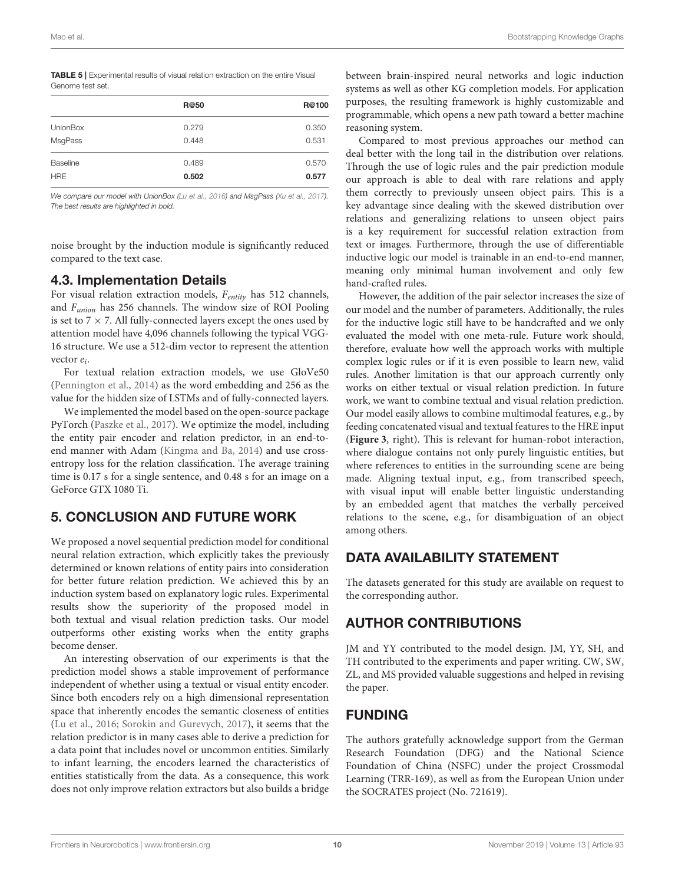**TABLE 5 |** Experimental results of visual relation extraction on the entire Visual Genome test set.

| | R@50 | R@100 |
|---|---|---|
| UnionBox | 0.279 | 0.350 |
| MsgPass | 0.448 | 0.531 |
| Baseline | 0.489 | 0.570 |
| HRE | **0.502** | **0.577** |

*We compare our model with UnionBox (Lu et al., 2016) and MsgPass (Xu et al., 2017). The best results are highlighted in bold.*

noise brought by the induction module is significantly reduced compared to the text case.

## 4.3. Implementation Details

For visual relation extraction models, $F_{entity}$ has 512 channels, and $F_{union}$ has 256 channels. The window size of ROI Pooling is set to $7 \times 7$. All fully-connected layers except the ones used by attention model have 4,096 channels following the typical VGG-16 structure. We use a 512-dim vector to represent the attention vector $e_i$.

For textual relation extraction models, we use GloVe50 (Pennington et al., 2014) as the word embedding and 256 as the value for the hidden size of LSTMs and of fully-connected layers.

We implemented the model based on the open-source package PyTorch (Paszke et al., 2017). We optimize the model, including the entity pair encoder and relation predictor, in an end-to-end manner with Adam (Kingma and Ba, 2014) and use cross-entropy loss for the relation classification. The average training time is 0.17 s for a single sentence, and 0.48 s for an image on a GeForce GTX 1080 Ti.

# 5. CONCLUSION AND FUTURE WORK

We proposed a novel sequential prediction model for conditional neural relation extraction, which explicitly takes the previously determined or known relations of entity pairs into consideration for better future relation prediction. We achieved this by an induction system based on explanatory logic rules. Experimental results show the superiority of the proposed model in both textual and visual relation prediction tasks. Our model outperforms other existing works when the entity graphs become denser.

An interesting observation of our experiments is that the prediction model shows a stable improvement of performance independent of whether using a textual or visual entity encoder. Since both encoders rely on a high dimensional representation space that inherently encodes the semantic closeness of entities (Lu et al., 2016; Sorokin and Gurevych, 2017), it seems that the relation predictor is in many cases able to derive a prediction for a data point that includes novel or uncommon entities. Similarly to infant learning, the encoders learned the characteristics of entities statistically from the data. As a consequence, this work does not only improve relation extractors but also builds a bridge between brain-inspired neural networks and logic induction systems as well as other KG completion models. For application purposes, the resulting framework is highly customizable and programmable, which opens a new path toward a better machine reasoning system.

Compared to most previous approaches our method can deal better with the long tail in the distribution over relations. Through the use of logic rules and the pair prediction module our approach is able to deal with rare relations and apply them correctly to previously unseen object pairs. This is a key advantage since dealing with the skewed distribution over relations and generalizing relations to unseen object pairs is a key requirement for successful relation extraction from text or images. Furthermore, through the use of differentiable inductive logic our model is trainable in an end-to-end manner, meaning only minimal human involvement and only few hand-crafted rules.

However, the addition of the pair selector increases the size of our model and the number of parameters. Additionally, the rules for the inductive logic still have to be handcrafted and we only evaluated the model with one meta-rule. Future work should, therefore, evaluate how well the approach works with multiple complex logic rules or if it is even possible to learn new, valid rules. Another limitation is that our approach currently only works on either textual or visual relation prediction. In future work, we want to combine textual and visual relation prediction. Our model easily allows to combine multimodal features, e.g., by feeding concatenated visual and textual features to the HRE input (**Figure 3**, right). This is relevant for human-robot interaction, where dialogue contains not only purely linguistic entities, but where references to entities in the surrounding scene are being made. Aligning textual input, e.g., from transcribed speech, with visual input will enable better linguistic understanding by an embedded agent that matches the verbally perceived relations to the scene, e.g., for disambiguation of an object among others.

# DATA AVAILABILITY STATEMENT

The datasets generated for this study are available on request to the corresponding author.

# AUTHOR CONTRIBUTIONS

JM and YY contributed to the model design. JM, YY, SH, and TH contributed to the experiments and paper writing. CW, SW, ZL, and MS provided valuable suggestions and helped in revising the paper.

# FUNDING

The authors gratefully acknowledge support from the German Research Foundation (DFG) and the National Science Foundation of China (NSFC) under the project Crossmodal Learning (TRR-169), as well as from the European Union under the SOCRATES project (No. 721619).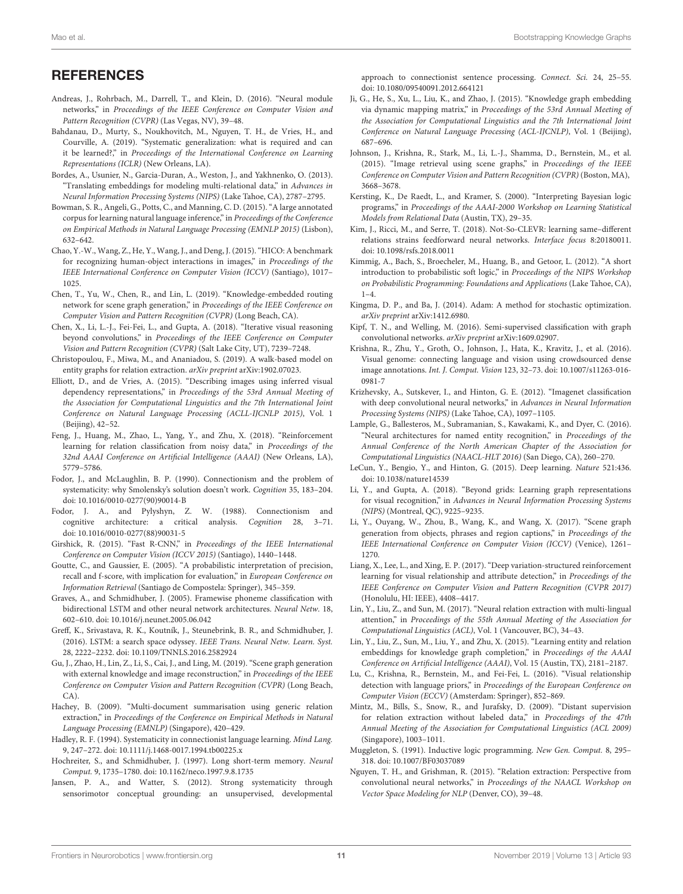## REFERENCES

Andreas, J., Rohrbach, M., Darrell, T., and Klein, D. (2016). "Neural module networks," in *Proceedings of the IEEE Conference on Computer Vision and Pattern Recognition (CVPR)* (Las Vegas, NV), 39–48.

Bahdanau, D., Murty, S., Noukhovitch, M., Nguyen, T. H., de Vries, H., and Courville, A. (2019). "Systematic generalization: what is required and can it be learned?," in *Proceedings of the International Conference on Learning Representations (ICLR)* (New Orleans, LA).

Bordes, A., Usunier, N., Garcia-Duran, A., Weston, J., and Yakhnenko, O. (2013). "Translating embeddings for modeling multi-relational data," in *Advances in Neural Information Processing Systems (NIPS)* (Lake Tahoe, CA), 2787–2795.

Bowman, S. R., Angeli, G., Potts, C., and Manning, C. D. (2015). "A large annotated corpus for learning natural language inference," in *Proceedings of the Conference on Empirical Methods in Natural Language Processing (EMNLP 2015)* (Lisbon), 632–642.

Chao, Y.-W., Wang, Z., He, Y., Wang, J., and Deng, J. (2015). "HICO: A benchmark for recognizing human-object interactions in images," in *Proceedings of the IEEE International Conference on Computer Vision (ICCV)* (Santiago), 1017–1025.

Chen, T., Yu, W., Chen, R., and Lin, L. (2019). "Knowledge-embedded routing network for scene graph generation," in *Proceedings of the IEEE Conference on Computer Vision and Pattern Recognition (CVPR)* (Long Beach, CA).

Chen, X., Li, L.-J., Fei-Fei, L., and Gupta, A. (2018). "Iterative visual reasoning beyond convolutions," in *Proceedings of the IEEE Conference on Computer Vision and Pattern Recognition (CVPR)* (Salt Lake City, UT), 7239–7248.

Christopoulou, F., Miwa, M., and Ananiadou, S. (2019). A walk-based model on entity graphs for relation extraction. *arXiv preprint* arXiv:1902.07023.

Elliott, D., and de Vries, A. (2015). "Describing images using inferred visual dependency representations," in *Proceedings of the 53rd Annual Meeting of the Association for Computational Linguistics and the 7th International Joint Conference on Natural Language Processing (ACLL-IJCNLP 2015)*, Vol. 1 (Beijing), 42–52.

Feng, J., Huang, M., Zhao, L., Yang, Y., and Zhu, X. (2018). "Reinforcement learning for relation classification from noisy data," in *Proceedings of the 32nd AAAI Conference on Artificial Intelligence (AAAI)* (New Orleans, LA), 5779–5786.

Fodor, J., and McLaughlin, B. P. (1990). Connectionism and the problem of systematicity: why Smolensky's solution doesn't work. *Cognition* 35, 183–204. doi: 10.1016/0010-0277(90)90014-B

Fodor, J. A., and Pylyshyn, Z. W. (1988). Connectionism and cognitive architecture: a critical analysis. *Cognition* 28, 3–71. doi: 10.1016/0010-0277(88)90031-5

Girshick, R. (2015). "Fast R-CNN," in *Proceedings of the IEEE International Conference on Computer Vision (ICCV 2015)* (Santiago), 1440–1448.

Goutte, C., and Gaussier, E. (2005). "A probabilistic interpretation of precision, recall and f-score, with implication for evaluation," in *European Conference on Information Retrieval* (Santiago de Compostela: Springer), 345–359.

Graves, A., and Schmidhuber, J. (2005). Framewise phoneme classification with bidirectional LSTM and other neural network architectures. *Neural Netw.* 18, 602–610. doi: 10.1016/j.neunet.2005.06.042

Greff, K., Srivastava, R. K., Koutník, J., Steunebrink, B. R., and Schmidhuber, J. (2016). LSTM: a search space odyssey. *IEEE Trans. Neural Netw. Learn. Syst.* 28, 2222–2232. doi: 10.1109/TNNLS.2016.2582924

Gu, J., Zhao, H., Lin, Z., Li, S., Cai, J., and Ling, M. (2019). "Scene graph generation with external knowledge and image reconstruction," in *Proceedings of the IEEE Conference on Computer Vision and Pattern Recognition (CVPR)* (Long Beach, CA).

Hachey, B. (2009). "Multi-document summarisation using generic relation extraction," in *Proceedings of the Conference on Empirical Methods in Natural Language Processing (EMNLP)* (Singapore), 420–429.

Hadley, R. F. (1994). Systematicity in connectionist language learning. *Mind Lang.* 9, 247–272. doi: 10.1111/j.1468-0017.1994.tb00225.x

Hochreiter, S., and Schmidhuber, J. (1997). Long short-term memory. *Neural Comput.* 9, 1735–1780. doi: 10.1162/neco.1997.9.8.1735

Jansen, P. A., and Watter, S. (2012). Strong systematicity through sensorimotor conceptual grounding: an unsupervised, developmental approach to connectionist sentence processing. *Connect. Sci.* 24, 25–55. doi: 10.1080/09540091.2012.664121

Ji, G., He, S., Xu, L., Liu, K., and Zhao, J. (2015). "Knowledge graph embedding via dynamic mapping matrix," in *Proceedings of the 53rd Annual Meeting of the Association for Computational Linguistics and the 7th International Joint Conference on Natural Language Processing (ACL-IJCNLP)*, Vol. 1 (Beijing), 687–696.

Johnson, J., Krishna, R., Stark, M., Li, L.-J., Shamma, D., Bernstein, M., et al. (2015). "Image retrieval using scene graphs," in *Proceedings of the IEEE Conference on Computer Vision and Pattern Recognition (CVPR)* (Boston, MA), 3668–3678.

Kersting, K., De Raedt, L., and Kramer, S. (2000). "Interpreting Bayesian logic programs," in *Proceedings of the AAAI-2000 Workshop on Learning Statistical Models from Relational Data* (Austin, TX), 29–35.

Kim, J., Ricci, M., and Serre, T. (2018). Not-So-CLEVR: learning same–different relations strains feedforward neural networks. *Interface focus* 8:20180011. doi: 10.1098/rsfs.2018.0011

Kimmig, A., Bach, S., Broecheler, M., Huang, B., and Getoor, L. (2012). "A short introduction to probabilistic soft logic," in *Proceedings of the NIPS Workshop on Probabilistic Programming: Foundations and Applications* (Lake Tahoe, CA), 1–4.

Kingma, D. P., and Ba, J. (2014). Adam: A method for stochastic optimization. *arXiv preprint* arXiv:1412.6980.

Kipf, T. N., and Welling, M. (2016). Semi-supervised classification with graph convolutional networks. *arXiv preprint* arXiv:1609.02907.

Krishna, R., Zhu, Y., Groth, O., Johnson, J., Hata, K., Kravitz, J., et al. (2016). Visual genome: connecting language and vision using crowdsourced dense image annotations. *Int. J. Comput. Vision* 123, 32–73. doi: 10.1007/s11263-016-0981-7

Krizhevsky, A., Sutskever, I., and Hinton, G. E. (2012). "Imagenet classification with deep convolutional neural networks," in *Advances in Neural Information Processing Systems (NIPS)* (Lake Tahoe, CA), 1097–1105.

Lample, G., Ballesteros, M., Subramanian, S., Kawakami, K., and Dyer, C. (2016). "Neural architectures for named entity recognition," in *Proceedings of the Annual Conference of the North American Chapter of the Association for Computational Linguistics (NAACL-HLT 2016)* (San Diego, CA), 260–270.

LeCun, Y., Bengio, Y., and Hinton, G. (2015). Deep learning. *Nature* 521:436. doi: 10.1038/nature14539

Li, Y., and Gupta, A. (2018). "Beyond grids: Learning graph representations for visual recognition," in *Advances in Neural Information Processing Systems (NIPS)* (Montreal, QC), 9225–9235.

Li, Y., Ouyang, W., Zhou, B., Wang, K., and Wang, X. (2017). "Scene graph generation from objects, phrases and region captions," in *Proceedings of the IEEE International Conference on Computer Vision (ICCV)* (Venice), 1261–1270.

Liang, X., Lee, L., and Xing, E. P. (2017). "Deep variation-structured reinforcement learning for visual relationship and attribute detection," in *Proceedings of the IEEE Conference on Computer Vision and Pattern Recognition (CVPR 2017)* (Honolulu, HI: IEEE), 4408–4417.

Lin, Y., Liu, Z., and Sun, M. (2017). "Neural relation extraction with multi-lingual attention," in *Proceedings of the 55th Annual Meeting of the Association for Computational Linguistics (ACL)*, Vol. 1 (Vancouver, BC), 34–43.

Lin, Y., Liu, Z., Sun, M., Liu, Y., and Zhu, X. (2015). "Learning entity and relation embeddings for knowledge graph completion," in *Proceedings of the AAAI Conference on Artificial Intelligence (AAAI)*, Vol. 15 (Austin, TX), 2181–2187.

Lu, C., Krishna, R., Bernstein, M., and Fei-Fei, L. (2016). "Visual relationship detection with language priors," in *Proceedings of the European Conference on Computer Vision (ECCV)* (Amsterdam: Springer), 852–869.

Mintz, M., Bills, S., Snow, R., and Jurafsky, D. (2009). "Distant supervision for relation extraction without labeled data," in *Proceedings of the 47th Annual Meeting of the Association for Computational Linguistics (ACL 2009)* (Singapore), 1003–1011.

Muggleton, S. (1991). Inductive logic programming. *New Gen. Comput.* 8, 295–318. doi: 10.1007/BF03037089

Nguyen, T. H., and Grishman, R. (2015). "Relation extraction: Perspective from convolutional neural networks," in *Proceedings of the NAACL Workshop on Vector Space Modeling for NLP* (Denver, CO), 39–48.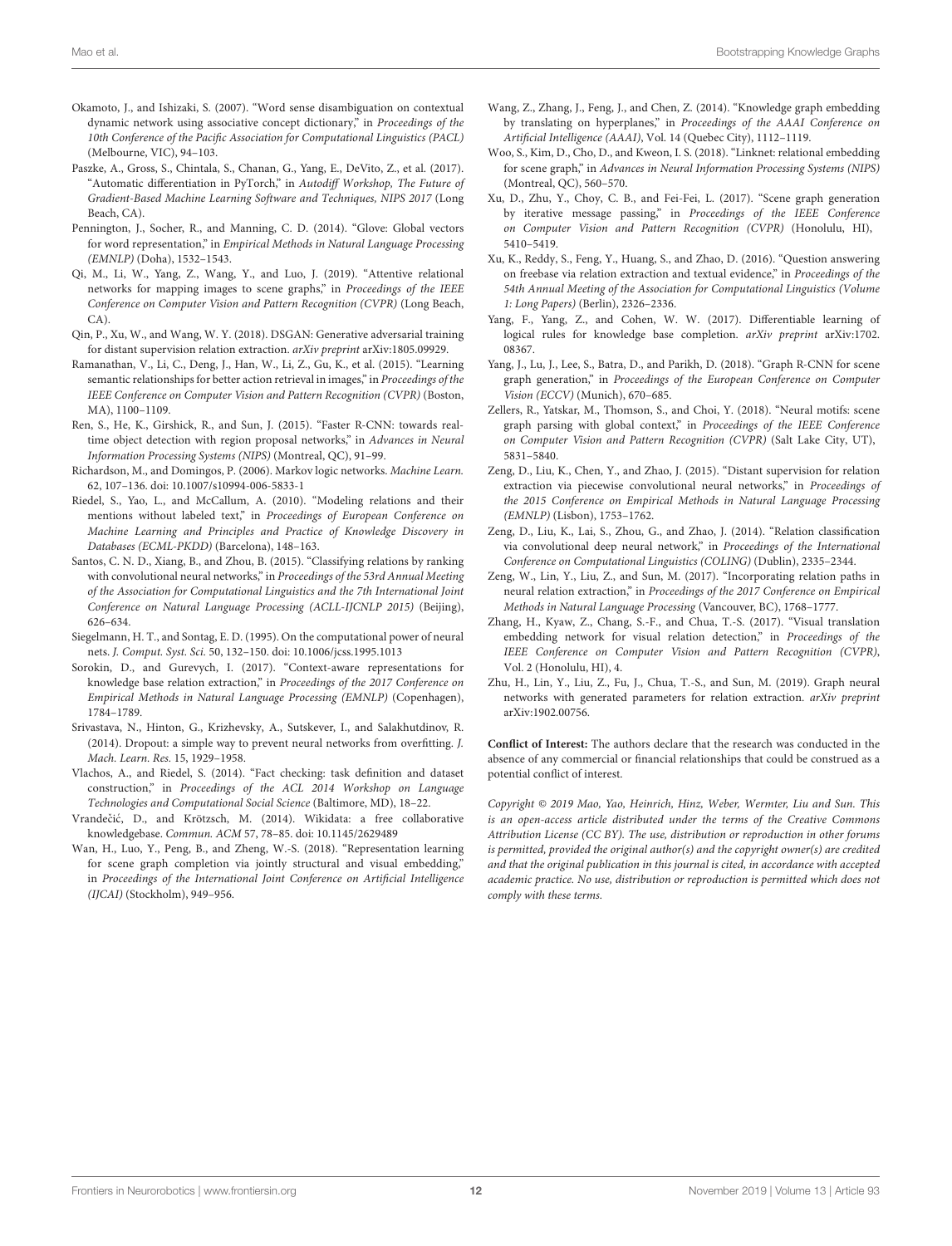Okamoto, J., and Ishizaki, S. (2007). "Word sense disambiguation on contextual dynamic network using associative concept dictionary," in *Proceedings of the 10th Conference of the Pacific Association for Computational Linguistics (PACL)* (Melbourne, VIC), 94–103.

Paszke, A., Gross, S., Chintala, S., Chanan, G., Yang, E., DeVito, Z., et al. (2017). "Automatic differentiation in PyTorch," in *Autodiff Workshop, The Future of Gradient-Based Machine Learning Software and Techniques, NIPS 2017* (Long Beach, CA).

Pennington, J., Socher, R., and Manning, C. D. (2014). "Glove: Global vectors for word representation," in *Empirical Methods in Natural Language Processing (EMNLP)* (Doha), 1532–1543.

Qi, M., Li, W., Yang, Z., Wang, Y., and Luo, J. (2019). "Attentive relational networks for mapping images to scene graphs," in *Proceedings of the IEEE Conference on Computer Vision and Pattern Recognition (CVPR)* (Long Beach, CA).

Qin, P., Xu, W., and Wang, W. Y. (2018). DSGAN: Generative adversarial training for distant supervision relation extraction. *arXiv preprint* arXiv:1805.09929.

Ramanathan, V., Li, C., Deng, J., Han, W., Li, Z., Gu, K., et al. (2015). "Learning semantic relationships for better action retrieval in images," in *Proceedings of the IEEE Conference on Computer Vision and Pattern Recognition (CVPR)* (Boston, MA), 1100–1109.

Ren, S., He, K., Girshick, R., and Sun, J. (2015). "Faster R-CNN: towards real-time object detection with region proposal networks," in *Advances in Neural Information Processing Systems (NIPS)* (Montreal, QC), 91–99.

Richardson, M., and Domingos, P. (2006). Markov logic networks. *Machine Learn.* 62, 107–136. doi: 10.1007/s10994-006-5833-1

Riedel, S., Yao, L., and McCallum, A. (2010). "Modeling relations and their mentions without labeled text," in *Proceedings of European Conference on Machine Learning and Principles and Practice of Knowledge Discovery in Databases (ECML-PKDD)* (Barcelona), 148–163.

Santos, C. N. D., Xiang, B., and Zhou, B. (2015). "Classifying relations by ranking with convolutional neural networks," in *Proceedings of the 53rd Annual Meeting of the Association for Computational Linguistics and the 7th International Joint Conference on Natural Language Processing (ACLL-IJCNLP 2015)* (Beijing), 626–634.

Siegelmann, H. T., and Sontag, E. D. (1995). On the computational power of neural nets. *J. Comput. Syst. Sci.* 50, 132–150. doi: 10.1006/jcss.1995.1013

Sorokin, D., and Gurevych, I. (2017). "Context-aware representations for knowledge base relation extraction," in *Proceedings of the 2017 Conference on Empirical Methods in Natural Language Processing (EMNLP)* (Copenhagen), 1784–1789.

Srivastava, N., Hinton, G., Krizhevsky, A., Sutskever, I., and Salakhutdinov, R. (2014). Dropout: a simple way to prevent neural networks from overfitting. *J. Mach. Learn. Res.* 15, 1929–1958.

Vlachos, A., and Riedel, S. (2014). "Fact checking: task definition and dataset construction," in *Proceedings of the ACL 2014 Workshop on Language Technologies and Computational Social Science* (Baltimore, MD), 18–22.

Vrandečić, D., and Krötzsch, M. (2014). Wikidata: a free collaborative knowledgebase. *Commun. ACM* 57, 78–85. doi: 10.1145/2629489

Wan, H., Luo, Y., Peng, B., and Zheng, W.-S. (2018). "Representation learning for scene graph completion via jointly structural and visual embedding," in *Proceedings of the International Joint Conference on Artificial Intelligence (IJCAI)* (Stockholm), 949–956.

Wang, Z., Zhang, J., Feng, J., and Chen, Z. (2014). "Knowledge graph embedding by translating on hyperplanes," in *Proceedings of the AAAI Conference on Artificial Intelligence (AAAI)*, Vol. 14 (Quebec City), 1112–1119.

Woo, S., Kim, D., Cho, D., and Kweon, I. S. (2018). "Linknet: relational embedding for scene graph," in *Advances in Neural Information Processing Systems (NIPS)* (Montreal, QC), 560–570.

Xu, D., Zhu, Y., Choy, C. B., and Fei-Fei, L. (2017). "Scene graph generation by iterative message passing," in *Proceedings of the IEEE Conference on Computer Vision and Pattern Recognition (CVPR)* (Honolulu, HI), 5410–5419.

Xu, K., Reddy, S., Feng, Y., Huang, S., and Zhao, D. (2016). "Question answering on freebase via relation extraction and textual evidence," in *Proceedings of the 54th Annual Meeting of the Association for Computational Linguistics (Volume 1: Long Papers)* (Berlin), 2326–2336.

Yang, F., Yang, Z., and Cohen, W. W. (2017). Differentiable learning of logical rules for knowledge base completion. *arXiv preprint* arXiv:1702.08367.

Yang, J., Lu, J., Lee, S., Batra, D., and Parikh, D. (2018). "Graph R-CNN for scene graph generation," in *Proceedings of the European Conference on Computer Vision (ECCV)* (Munich), 670–685.

Zellers, R., Yatskar, M., Thomson, S., and Choi, Y. (2018). "Neural motifs: scene graph parsing with global context," in *Proceedings of the IEEE Conference on Computer Vision and Pattern Recognition (CVPR)* (Salt Lake City, UT), 5831–5840.

Zeng, D., Liu, K., Chen, Y., and Zhao, J. (2015). "Distant supervision for relation extraction via piecewise convolutional neural networks," in *Proceedings of the 2015 Conference on Empirical Methods in Natural Language Processing (EMNLP)* (Lisbon), 1753–1762.

Zeng, D., Liu, K., Lai, S., Zhou, G., and Zhao, J. (2014). "Relation classification via convolutional deep neural network," in *Proceedings of the International Conference on Computational Linguistics (COLING)* (Dublin), 2335–2344.

Zeng, W., Lin, Y., Liu, Z., and Sun, M. (2017). "Incorporating relation paths in neural relation extraction," in *Proceedings of the 2017 Conference on Empirical Methods in Natural Language Processing* (Vancouver, BC), 1768–1777.

Zhang, H., Kyaw, Z., Chang, S.-F., and Chua, T.-S. (2017). "Visual translation embedding network for visual relation detection," in *Proceedings of the IEEE Conference on Computer Vision and Pattern Recognition (CVPR)*, Vol. 2 (Honolulu, HI), 4.

Zhu, H., Lin, Y., Liu, Z., Fu, J., Chua, T.-S., and Sun, M. (2019). Graph neural networks with generated parameters for relation extraction. *arXiv preprint* arXiv:1902.00756.

**Conflict of Interest:** The authors declare that the research was conducted in the absence of any commercial or financial relationships that could be construed as a potential conflict of interest.

*Copyright © 2019 Mao, Yao, Heinrich, Hinz, Weber, Wermter, Liu and Sun. This is an open-access article distributed under the terms of the Creative Commons Attribution License (CC BY). The use, distribution or reproduction in other forums is permitted, provided the original author(s) and the copyright owner(s) are credited and that the original publication in this journal is cited, in accordance with accepted academic practice. No use, distribution or reproduction is permitted which does not comply with these terms.*